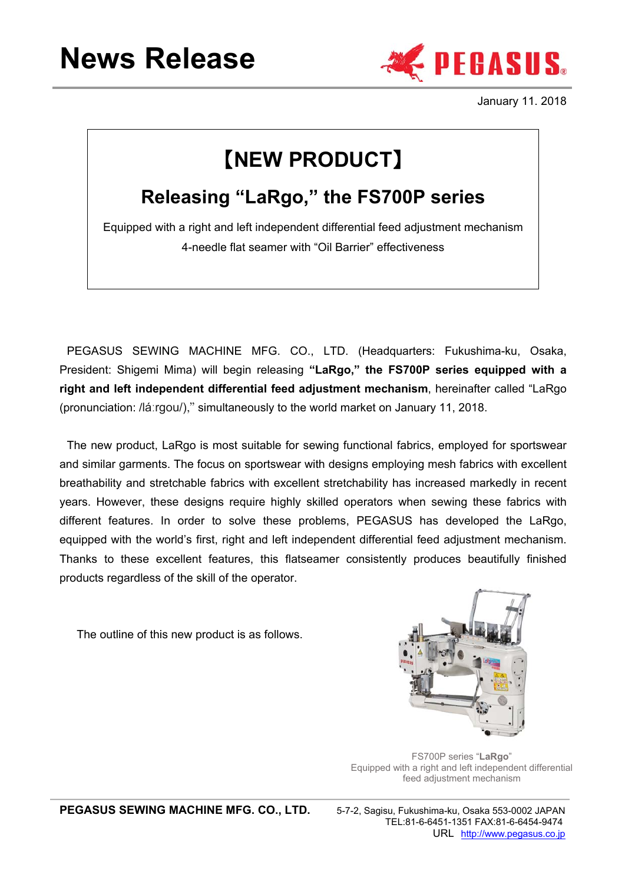# News Release

January 11. 2018

## 【NEW PRODUCT】

## Releasing “LaRgo,” the FS700P series

Equipped with a right and left independent differential feed adjustment mechanism
4-needle flat seamer with “Oil Barrier” effectiveness

PEGASUS SEWING MACHINE MFG. CO., LTD. (Headquarters: Fukushima-ku, Osaka, President: Shigemi Mima) will begin releasing **“LaRgo,” the FS700P series equipped with a right and left independent differential feed adjustment mechanism**, hereinafter called “LaRgo (pronunciation: /lá:rgou/),” simultaneously to the world market on January 11, 2018.

The new product, LaRgo is most suitable for sewing functional fabrics, employed for sportswear and similar garments. The focus on sportswear with designs employing mesh fabrics with excellent breathability and stretchable fabrics with excellent stretchability has increased markedly in recent years. However, these designs require highly skilled operators when sewing these fabrics with different features. In order to solve these problems, PEGASUS has developed the LaRgo, equipped with the world’s first, right and left independent differential feed adjustment mechanism. Thanks to these excellent features, this flatseamer consistently produces beautifully finished products regardless of the skill of the operator.

The outline of this new product is as follows.

FS700P series “**LaRgo**”
Equipped with a right and left independent differential feed adjustment mechanism

**PEGASUS SEWING MACHINE MFG. CO., LTD.** 5-7-2, Sagisu, Fukushima-ku, Osaka 553-0002 JAPAN
TEL:81-6-6451-1351 FAX:81-6-6454-9474
URL http://www.pegasus.co.jp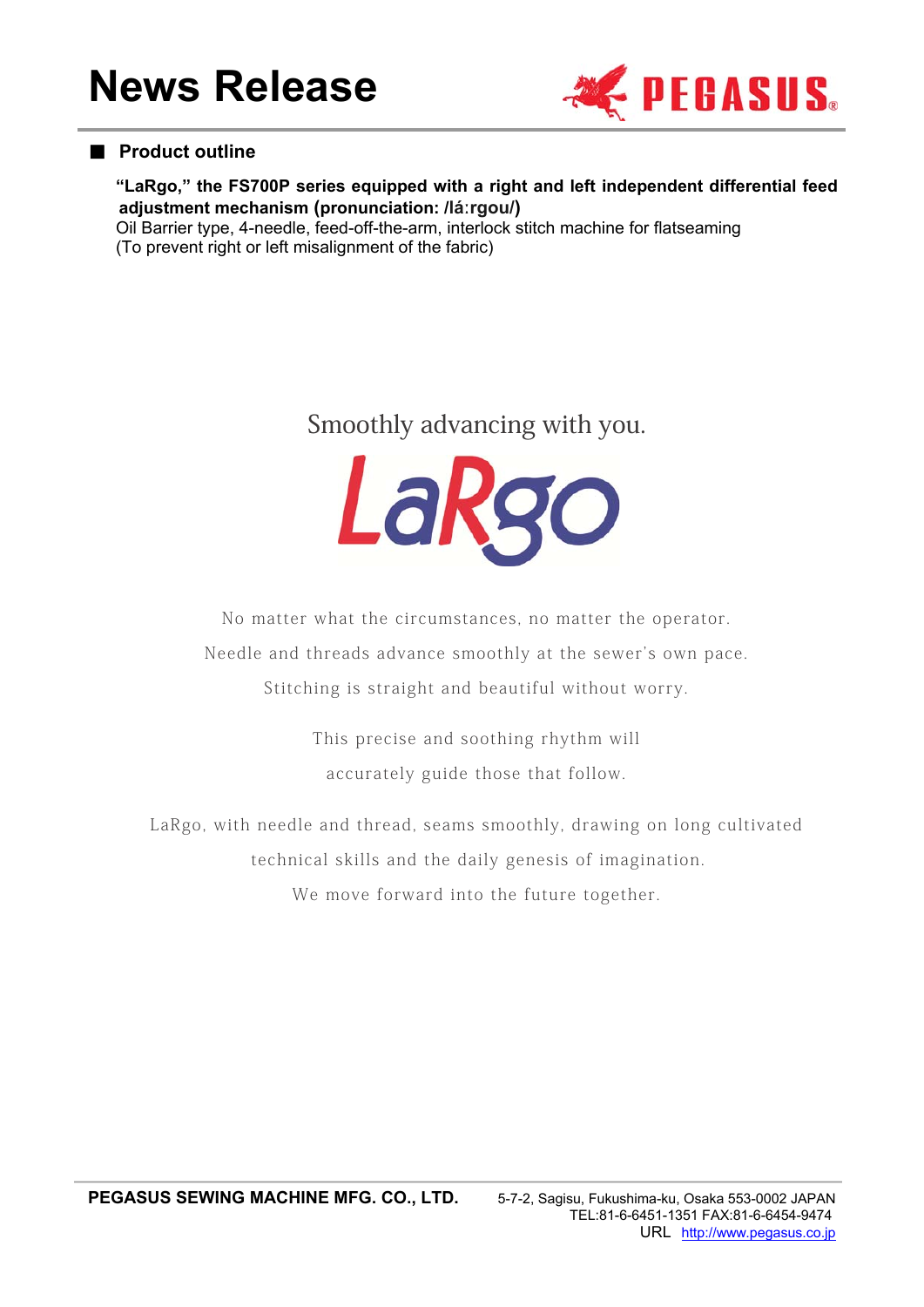# News Release

## ■ Product outline

**"LaRgo," the FS700P series equipped with a right and left independent differential feed adjustment mechanism (pronunciation: /lá:rgou/)**
Oil Barrier type, 4-needle, feed-off-the-arm, interlock stitch machine for flatseaming
(To prevent right or left misalignment of the fabric)

Smoothly advancing with you.

LaRgo

No matter what the circumstances, no matter the operator.

Needle and threads advance smoothly at the sewer's own pace.

Stitching is straight and beautiful without worry.

This precise and soothing rhythm will

accurately guide those that follow.

LaRgo, with needle and thread, seams smoothly, drawing on long cultivated

technical skills and the daily genesis of imagination.

We move forward into the future together.

**PEGASUS SEWING MACHINE MFG. CO., LTD.** 5-7-2, Sagisu, Fukushima-ku, Osaka 553-0002 JAPAN
TEL:81-6-6451-1351 FAX:81-6-6454-9474
URL http://www.pegasus.co.jp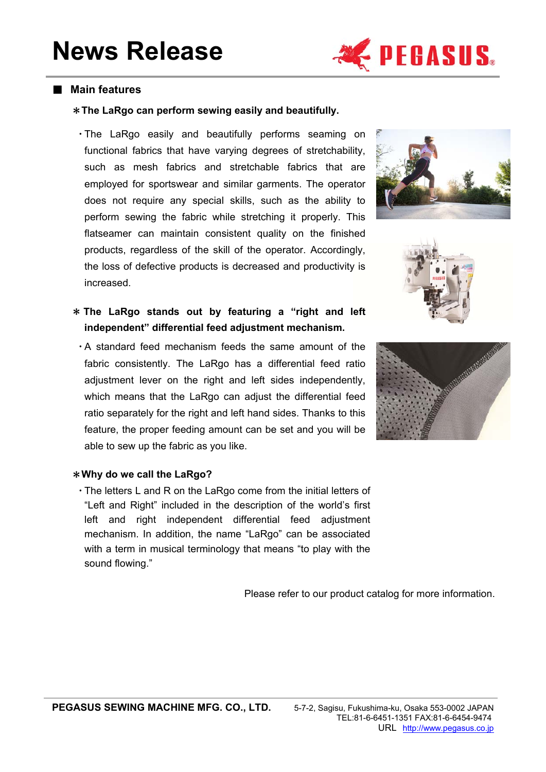# News Release

## ■ Main features

**＊The LaRgo can perform sewing easily and beautifully.**

・The LaRgo easily and beautifully performs seaming on functional fabrics that have varying degrees of stretchability, such as mesh fabrics and stretchable fabrics that are employed for sportswear and similar garments. The operator does not require any special skills, such as the ability to perform sewing the fabric while stretching it properly. This flatseamer can maintain consistent quality on the finished products, regardless of the skill of the operator. Accordingly, the loss of defective products is decreased and productivity is increased.

**＊The LaRgo stands out by featuring a "right and left independent" differential feed adjustment mechanism.**

・A standard feed mechanism feeds the same amount of the fabric consistently. The LaRgo has a differential feed ratio adjustment lever on the right and left sides independently, which means that the LaRgo can adjust the differential feed ratio separately for the right and left hand sides. Thanks to this feature, the proper feeding amount can be set and you will be able to sew up the fabric as you like.

**＊Why do we call the LaRgo?**

・The letters L and R on the LaRgo come from the initial letters of "Left and Right" included in the description of the world's first left and right independent differential feed adjustment mechanism. In addition, the name "LaRgo" can be associated with a term in musical terminology that means "to play with the sound flowing."

Please refer to our product catalog for more information.

**PEGASUS SEWING MACHINE MFG. CO., LTD.** 5-7-2, Sagisu, Fukushima-ku, Osaka 553-0002 JAPAN
TEL:81-6-6451-1351 FAX:81-6-6454-9474
URL http://www.pegasus.co.jp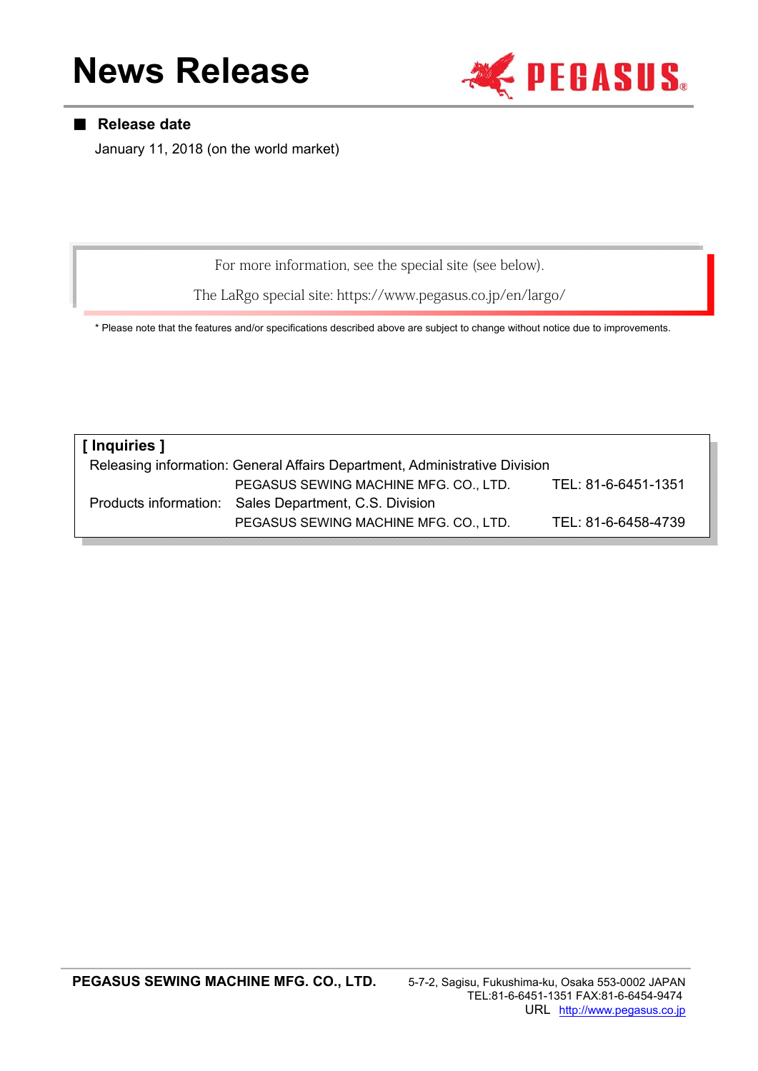# News Release

## ■ Release date

January 11, 2018 (on the world market)

For more information, see the special site (see below).

The LaRgo special site: https://www.pegasus.co.jp/en/largo/

\* Please note that the features and/or specifications described above are subject to change without notice due to improvements.

**[ Inquiries ]**

Releasing information: General Affairs Department, Administrative Division
PEGASUS SEWING MACHINE MFG. CO., LTD. TEL: 81-6-6451-1351

Products information: Sales Department, C.S. Division
PEGASUS SEWING MACHINE MFG. CO., LTD. TEL: 81-6-6458-4739

**PEGASUS SEWING MACHINE MFG. CO., LTD.**
5-7-2, Sagisu, Fukushima-ku, Osaka 553-0002 JAPAN
TEL:81-6-6451-1351 FAX:81-6-6454-9474
URL http://www.pegasus.co.jp